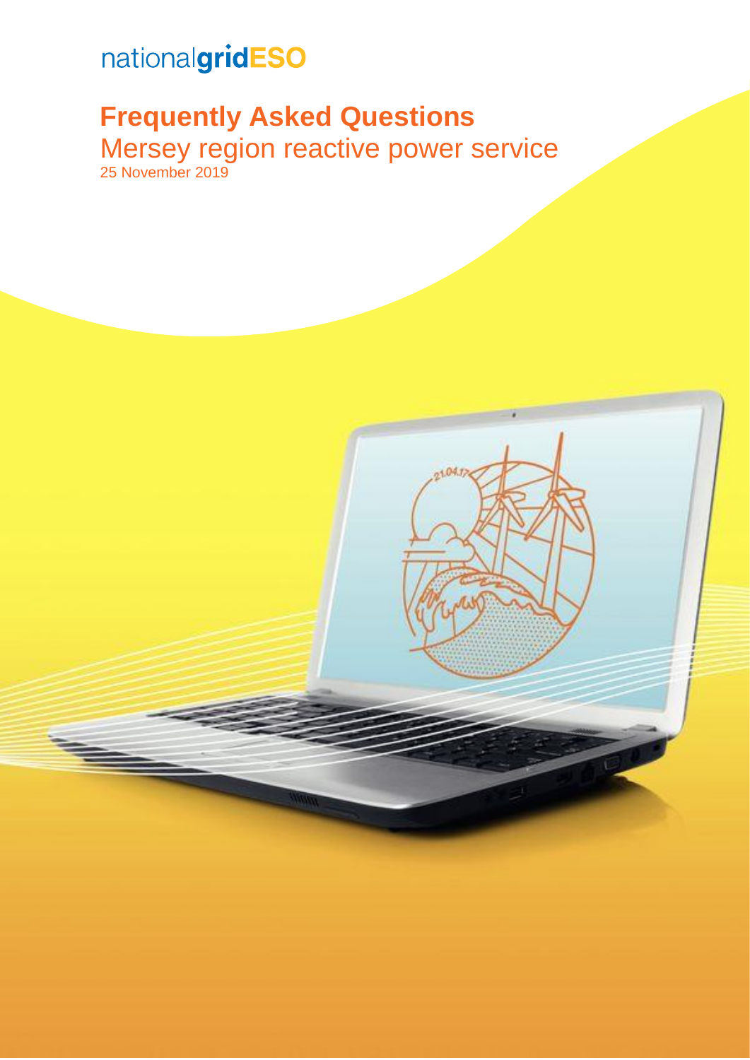nationalgridESO

# Frequently Asked Questions

## Mersey region reactive power service

25 November 2019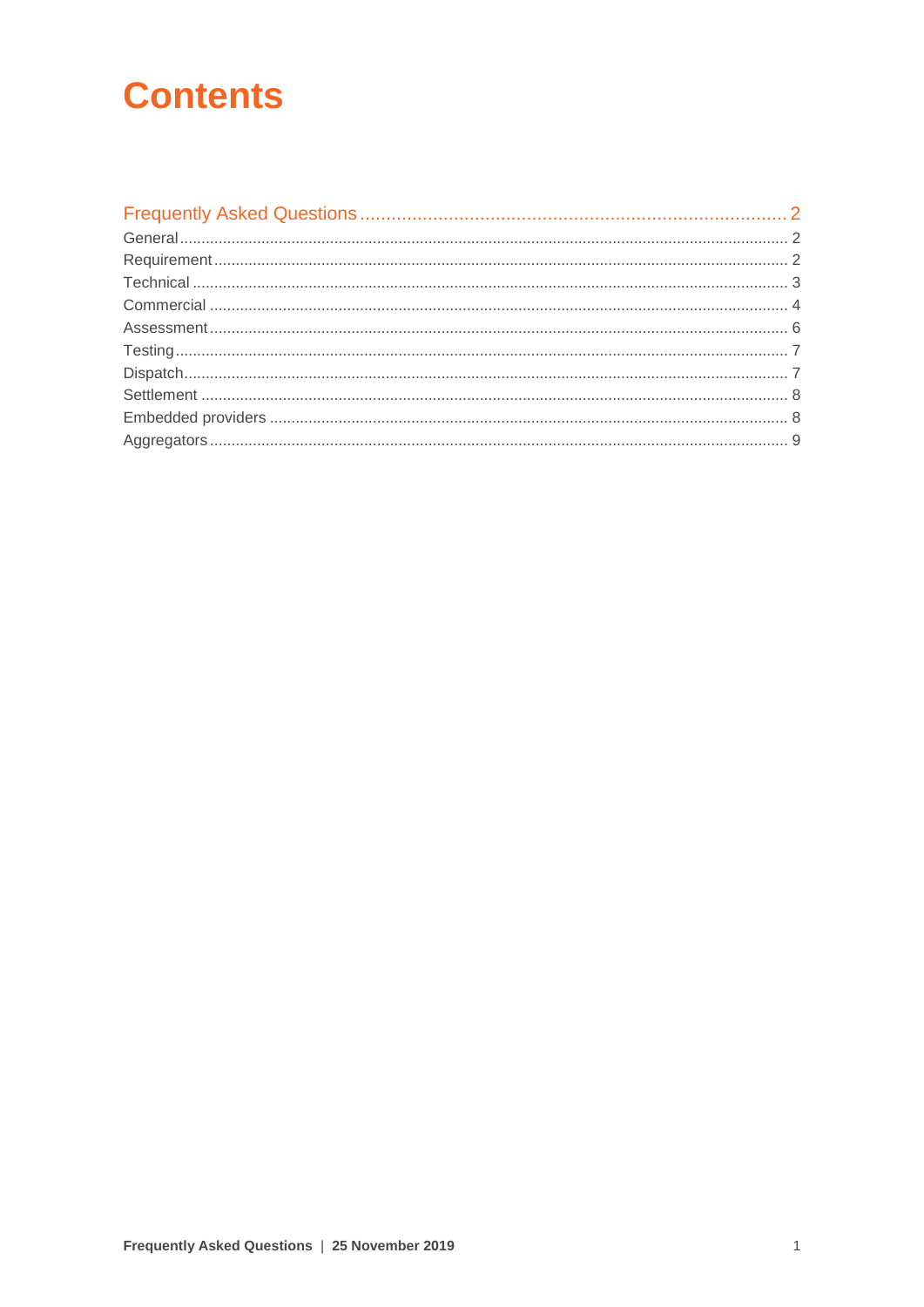# Contents

Frequently Asked Questions ........ 2

General ........ 2

Requirement ........ 2

Technical ........ 3

Commercial ........ 4

Assessment ........ 6

Testing ........ 7

Dispatch ........ 7

Settlement ........ 8

Embedded providers ........ 8

Aggregators ........ 9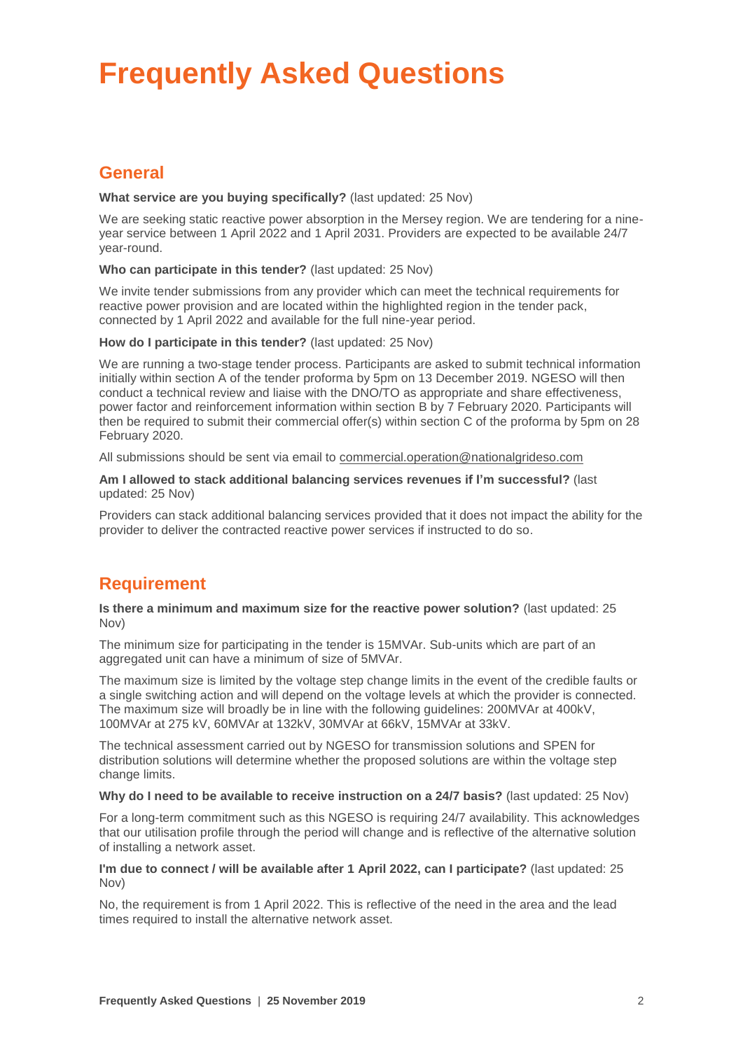# Frequently Asked Questions

## General

**What service are you buying specifically?** (last updated: 25 Nov)

We are seeking static reactive power absorption in the Mersey region. We are tendering for a nine-year service between 1 April 2022 and 1 April 2031. Providers are expected to be available 24/7 year-round.

**Who can participate in this tender?** (last updated: 25 Nov)

We invite tender submissions from any provider which can meet the technical requirements for reactive power provision and are located within the highlighted region in the tender pack, connected by 1 April 2022 and available for the full nine-year period.

**How do I participate in this tender?** (last updated: 25 Nov)

We are running a two-stage tender process. Participants are asked to submit technical information initially within section A of the tender proforma by 5pm on 13 December 2019. NGESO will then conduct a technical review and liaise with the DNO/TO as appropriate and share effectiveness, power factor and reinforcement information within section B by 7 February 2020. Participants will then be required to submit their commercial offer(s) within section C of the proforma by 5pm on 28 February 2020.

All submissions should be sent via email to commercial.operation@nationalgrideso.com

**Am I allowed to stack additional balancing services revenues if I'm successful?** (last updated: 25 Nov)

Providers can stack additional balancing services provided that it does not impact the ability for the provider to deliver the contracted reactive power services if instructed to do so.

## Requirement

**Is there a minimum and maximum size for the reactive power solution?** (last updated: 25 Nov)

The minimum size for participating in the tender is 15MVAr. Sub-units which are part of an aggregated unit can have a minimum of size of 5MVAr.

The maximum size is limited by the voltage step change limits in the event of the credible faults or a single switching action and will depend on the voltage levels at which the provider is connected. The maximum size will broadly be in line with the following guidelines: 200MVAr at 400kV, 100MVAr at 275 kV, 60MVAr at 132kV, 30MVAr at 66kV, 15MVAr at 33kV.

The technical assessment carried out by NGESO for transmission solutions and SPEN for distribution solutions will determine whether the proposed solutions are within the voltage step change limits.

**Why do I need to be available to receive instruction on a 24/7 basis?** (last updated: 25 Nov)

For a long-term commitment such as this NGESO is requiring 24/7 availability. This acknowledges that our utilisation profile through the period will change and is reflective of the alternative solution of installing a network asset.

**I'm due to connect / will be available after 1 April 2022, can I participate?** (last updated: 25 Nov)

No, the requirement is from 1 April 2022. This is reflective of the need in the area and the lead times required to install the alternative network asset.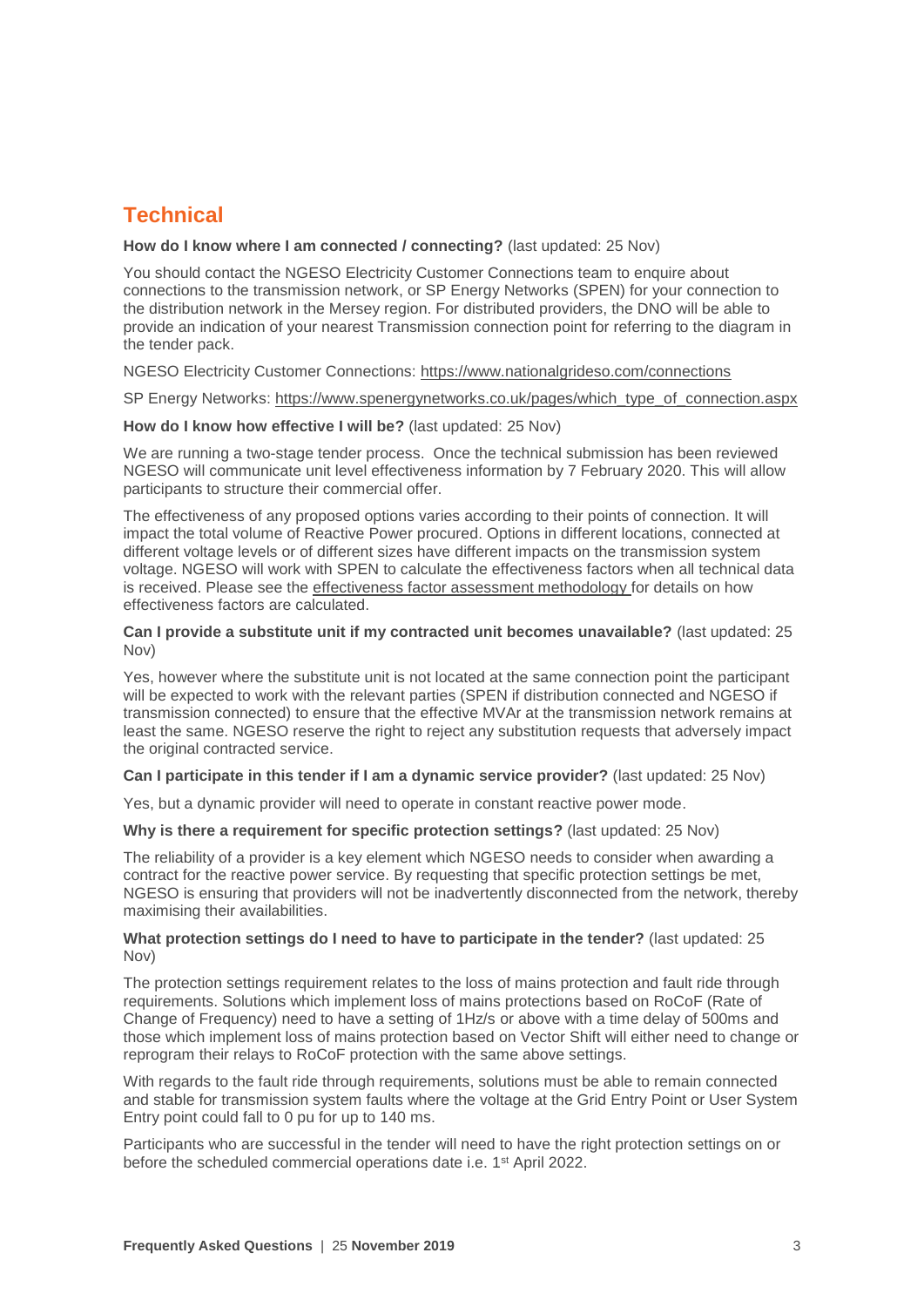## Technical

**How do I know where I am connected / connecting?** (last updated: 25 Nov)

You should contact the NGESO Electricity Customer Connections team to enquire about connections to the transmission network, or SP Energy Networks (SPEN) for your connection to the distribution network in the Mersey region. For distributed providers, the DNO will be able to provide an indication of your nearest Transmission connection point for referring to the diagram in the tender pack.

NGESO Electricity Customer Connections: https://www.nationalgrideso.com/connections

SP Energy Networks: https://www.spenergynetworks.co.uk/pages/which_type_of_connection.aspx

**How do I know how effective I will be?** (last updated: 25 Nov)

We are running a two-stage tender process. Once the technical submission has been reviewed NGESO will communicate unit level effectiveness information by 7 February 2020. This will allow participants to structure their commercial offer.

The effectiveness of any proposed options varies according to their points of connection. It will impact the total volume of Reactive Power procured. Options in different locations, connected at different voltage levels or of different sizes have different impacts on the transmission system voltage. NGESO will work with SPEN to calculate the effectiveness factors when all technical data is received. Please see the effectiveness factor assessment methodology for details on how effectiveness factors are calculated.

**Can I provide a substitute unit if my contracted unit becomes unavailable?** (last updated: 25 Nov)

Yes, however where the substitute unit is not located at the same connection point the participant will be expected to work with the relevant parties (SPEN if distribution connected and NGESO if transmission connected) to ensure that the effective MVAr at the transmission network remains at least the same. NGESO reserve the right to reject any substitution requests that adversely impact the original contracted service.

**Can I participate in this tender if I am a dynamic service provider?** (last updated: 25 Nov)

Yes, but a dynamic provider will need to operate in constant reactive power mode.

**Why is there a requirement for specific protection settings?** (last updated: 25 Nov)

The reliability of a provider is a key element which NGESO needs to consider when awarding a contract for the reactive power service. By requesting that specific protection settings be met, NGESO is ensuring that providers will not be inadvertently disconnected from the network, thereby maximising their availabilities.

**What protection settings do I need to have to participate in the tender?** (last updated: 25 Nov)

The protection settings requirement relates to the loss of mains protection and fault ride through requirements. Solutions which implement loss of mains protections based on RoCoF (Rate of Change of Frequency) need to have a setting of 1Hz/s or above with a time delay of 500ms and those which implement loss of mains protection based on Vector Shift will either need to change or reprogram their relays to RoCoF protection with the same above settings.

With regards to the fault ride through requirements, solutions must be able to remain connected and stable for transmission system faults where the voltage at the Grid Entry Point or User System Entry point could fall to 0 pu for up to 140 ms.

Participants who are successful in the tender will need to have the right protection settings on or before the scheduled commercial operations date i.e. 1st April 2022.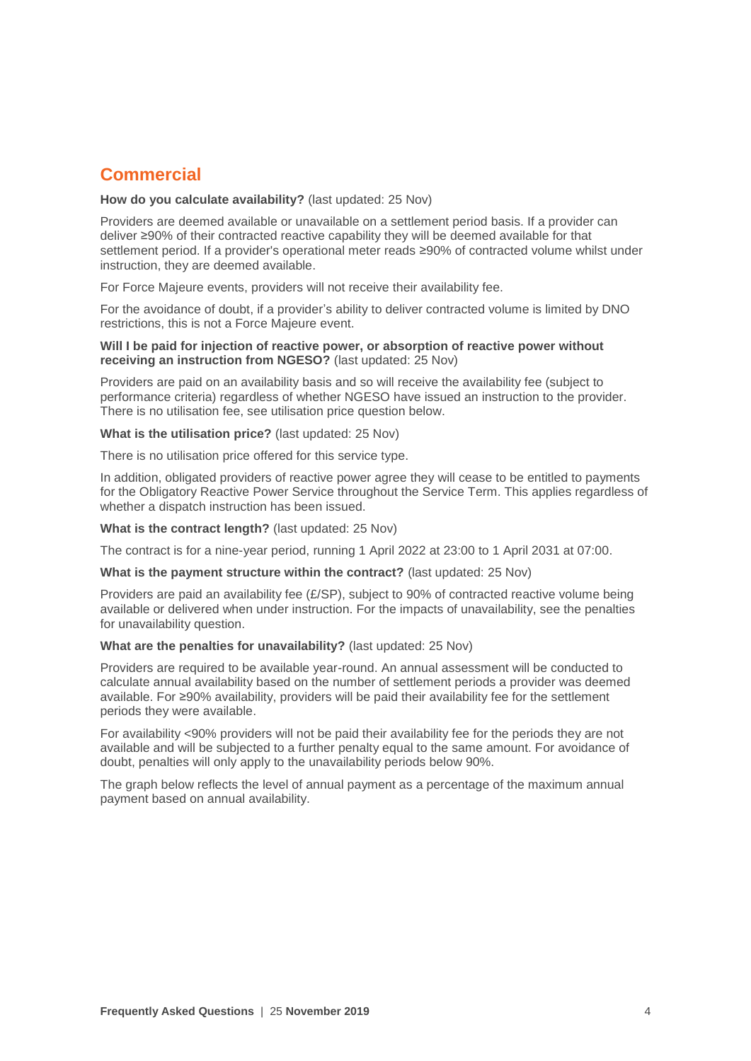## Commercial

**How do you calculate availability?** (last updated: 25 Nov)

Providers are deemed available or unavailable on a settlement period basis. If a provider can deliver ≥90% of their contracted reactive capability they will be deemed available for that settlement period. If a provider's operational meter reads ≥90% of contracted volume whilst under instruction, they are deemed available.

For Force Majeure events, providers will not receive their availability fee.

For the avoidance of doubt, if a provider's ability to deliver contracted volume is limited by DNO restrictions, this is not a Force Majeure event.

**Will I be paid for injection of reactive power, or absorption of reactive power without receiving an instruction from NGESO?** (last updated: 25 Nov)

Providers are paid on an availability basis and so will receive the availability fee (subject to performance criteria) regardless of whether NGESO have issued an instruction to the provider. There is no utilisation fee, see utilisation price question below.

**What is the utilisation price?** (last updated: 25 Nov)

There is no utilisation price offered for this service type.

In addition, obligated providers of reactive power agree they will cease to be entitled to payments for the Obligatory Reactive Power Service throughout the Service Term. This applies regardless of whether a dispatch instruction has been issued.

**What is the contract length?** (last updated: 25 Nov)

The contract is for a nine-year period, running 1 April 2022 at 23:00 to 1 April 2031 at 07:00.

**What is the payment structure within the contract?** (last updated: 25 Nov)

Providers are paid an availability fee (£/SP), subject to 90% of contracted reactive volume being available or delivered when under instruction. For the impacts of unavailability, see the penalties for unavailability question.

**What are the penalties for unavailability?** (last updated: 25 Nov)

Providers are required to be available year-round. An annual assessment will be conducted to calculate annual availability based on the number of settlement periods a provider was deemed available. For ≥90% availability, providers will be paid their availability fee for the settlement periods they were available.

For availability <90% providers will not be paid their availability fee for the periods they are not available and will be subjected to a further penalty equal to the same amount. For avoidance of doubt, penalties will only apply to the unavailability periods below 90%.

The graph below reflects the level of annual payment as a percentage of the maximum annual payment based on annual availability.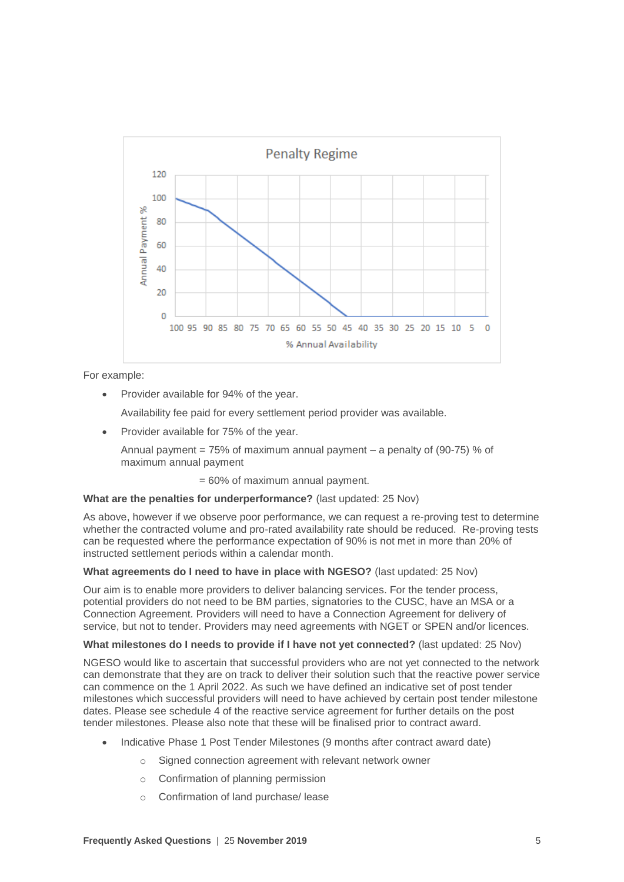For example:

- Provider available for 94% of the year.

  Availability fee paid for every settlement period provider was available.

- Provider available for 75% of the year.

  Annual payment = 75% of maximum annual payment – a penalty of (90-75) % of maximum annual payment

  = 60% of maximum annual payment.

**What are the penalties for underperformance?** (last updated: 25 Nov)

As above, however if we observe poor performance, we can request a re-proving test to determine whether the contracted volume and pro-rated availability rate should be reduced. Re-proving tests can be requested where the performance expectation of 90% is not met in more than 20% of instructed settlement periods within a calendar month.

**What agreements do I need to have in place with NGESO?** (last updated: 25 Nov)

Our aim is to enable more providers to deliver balancing services. For the tender process, potential providers do not need to be BM parties, signatories to the CUSC, have an MSA or a Connection Agreement. Providers will need to have a Connection Agreement for delivery of service, but not to tender. Providers may need agreements with NGET or SPEN and/or licences.

**What milestones do I needs to provide if I have not yet connected?** (last updated: 25 Nov)

NGESO would like to ascertain that successful providers who are not yet connected to the network can demonstrate that they are on track to deliver their solution such that the reactive power service can commence on the 1 April 2022. As such we have defined an indicative set of post tender milestones which successful providers will need to have achieved by certain post tender milestone dates. Please see schedule 4 of the reactive service agreement for further details on the post tender milestones. Please also note that these will be finalised prior to contract award.

- Indicative Phase 1 Post Tender Milestones (9 months after contract award date)
  - Signed connection agreement with relevant network owner
  - Confirmation of planning permission
  - Confirmation of land purchase/ lease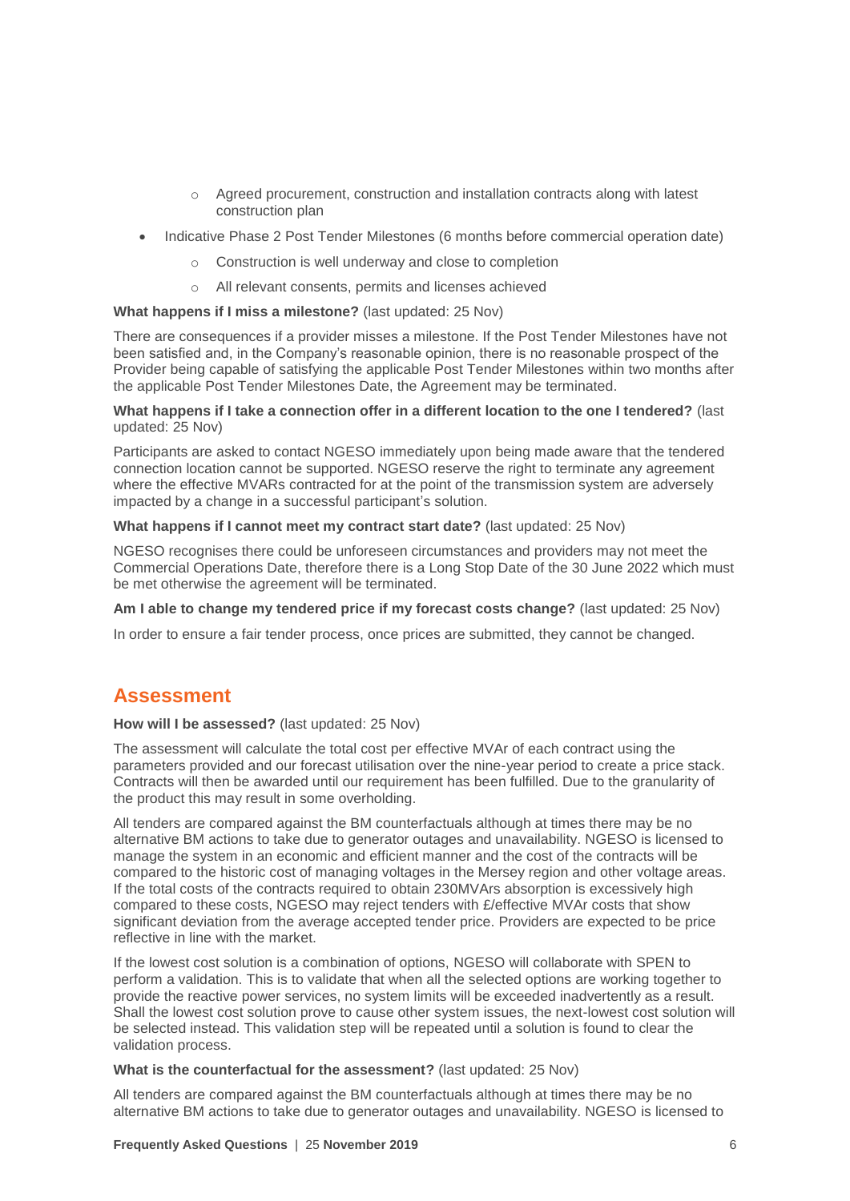- Agreed procurement, construction and installation contracts along with latest construction plan
- Indicative Phase 2 Post Tender Milestones (6 months before commercial operation date)
  - Construction is well underway and close to completion
  - All relevant consents, permits and licenses achieved

**What happens if I miss a milestone?** (last updated: 25 Nov)

There are consequences if a provider misses a milestone. If the Post Tender Milestones have not been satisfied and, in the Company's reasonable opinion, there is no reasonable prospect of the Provider being capable of satisfying the applicable Post Tender Milestones within two months after the applicable Post Tender Milestones Date, the Agreement may be terminated.

**What happens if I take a connection offer in a different location to the one I tendered?** (last updated: 25 Nov)

Participants are asked to contact NGESO immediately upon being made aware that the tendered connection location cannot be supported. NGESO reserve the right to terminate any agreement where the effective MVARs contracted for at the point of the transmission system are adversely impacted by a change in a successful participant's solution.

**What happens if I cannot meet my contract start date?** (last updated: 25 Nov)

NGESO recognises there could be unforeseen circumstances and providers may not meet the Commercial Operations Date, therefore there is a Long Stop Date of the 30 June 2022 which must be met otherwise the agreement will be terminated.

**Am I able to change my tendered price if my forecast costs change?** (last updated: 25 Nov)

In order to ensure a fair tender process, once prices are submitted, they cannot be changed.

## Assessment

**How will I be assessed?** (last updated: 25 Nov)

The assessment will calculate the total cost per effective MVAr of each contract using the parameters provided and our forecast utilisation over the nine-year period to create a price stack. Contracts will then be awarded until our requirement has been fulfilled. Due to the granularity of the product this may result in some overholding.

All tenders are compared against the BM counterfactuals although at times there may be no alternative BM actions to take due to generator outages and unavailability. NGESO is licensed to manage the system in an economic and efficient manner and the cost of the contracts will be compared to the historic cost of managing voltages in the Mersey region and other voltage areas. If the total costs of the contracts required to obtain 230MVArs absorption is excessively high compared to these costs, NGESO may reject tenders with £/effective MVAr costs that show significant deviation from the average accepted tender price. Providers are expected to be price reflective in line with the market.

If the lowest cost solution is a combination of options, NGESO will collaborate with SPEN to perform a validation. This is to validate that when all the selected options are working together to provide the reactive power services, no system limits will be exceeded inadvertently as a result. Shall the lowest cost solution prove to cause other system issues, the next-lowest cost solution will be selected instead. This validation step will be repeated until a solution is found to clear the validation process.

**What is the counterfactual for the assessment?** (last updated: 25 Nov)

All tenders are compared against the BM counterfactuals although at times there may be no alternative BM actions to take due to generator outages and unavailability. NGESO is licensed to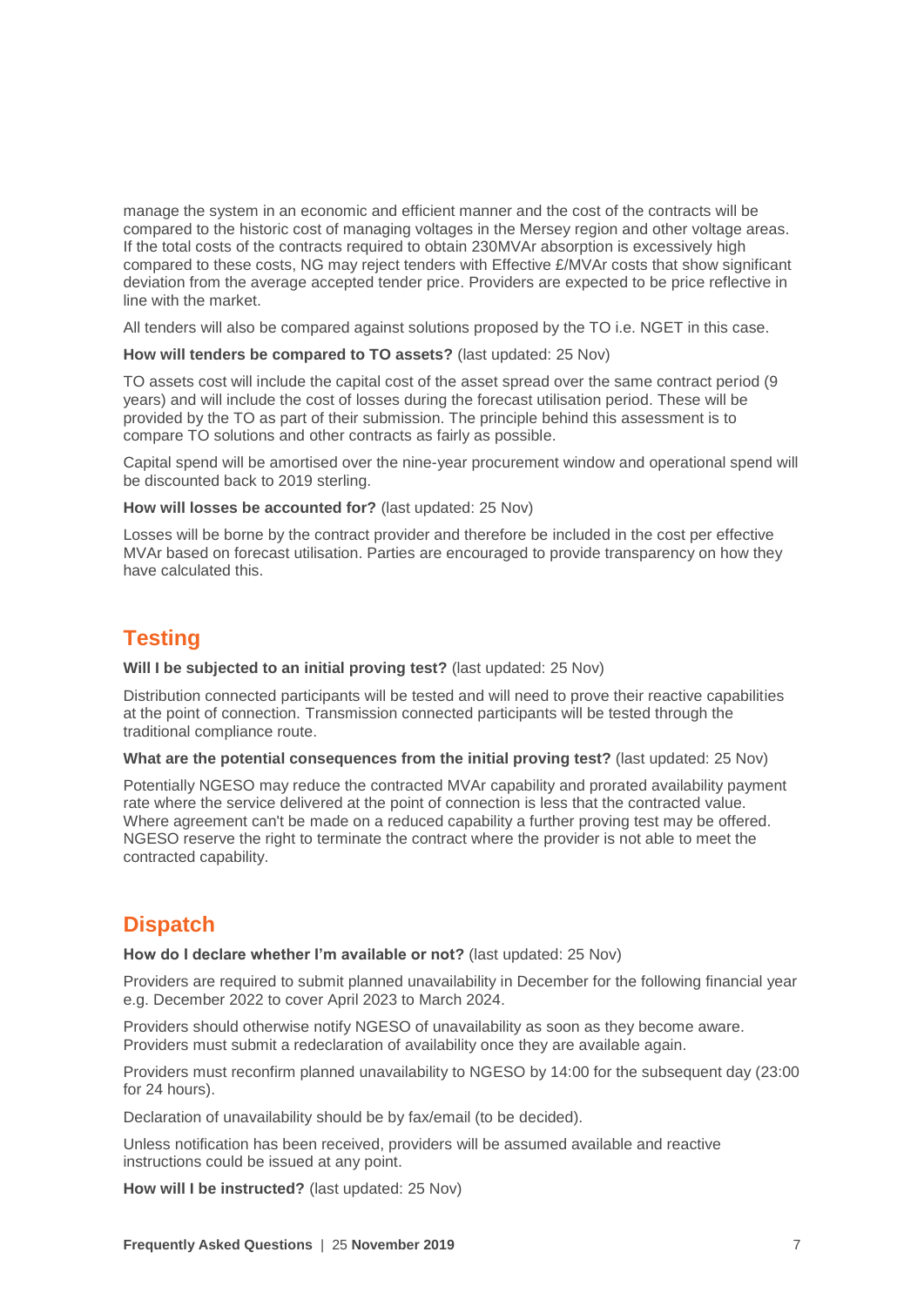manage the system in an economic and efficient manner and the cost of the contracts will be compared to the historic cost of managing voltages in the Mersey region and other voltage areas. If the total costs of the contracts required to obtain 230MVAr absorption is excessively high compared to these costs, NG may reject tenders with Effective £/MVAr costs that show significant deviation from the average accepted tender price. Providers are expected to be price reflective in line with the market.

All tenders will also be compared against solutions proposed by the TO i.e. NGET in this case.

**How will tenders be compared to TO assets?** (last updated: 25 Nov)

TO assets cost will include the capital cost of the asset spread over the same contract period (9 years) and will include the cost of losses during the forecast utilisation period. These will be provided by the TO as part of their submission. The principle behind this assessment is to compare TO solutions and other contracts as fairly as possible.

Capital spend will be amortised over the nine-year procurement window and operational spend will be discounted back to 2019 sterling.

**How will losses be accounted for?** (last updated: 25 Nov)

Losses will be borne by the contract provider and therefore be included in the cost per effective MVAr based on forecast utilisation. Parties are encouraged to provide transparency on how they have calculated this.

## Testing

**Will I be subjected to an initial proving test?** (last updated: 25 Nov)

Distribution connected participants will be tested and will need to prove their reactive capabilities at the point of connection. Transmission connected participants will be tested through the traditional compliance route.

**What are the potential consequences from the initial proving test?** (last updated: 25 Nov)

Potentially NGESO may reduce the contracted MVAr capability and prorated availability payment rate where the service delivered at the point of connection is less that the contracted value. Where agreement can't be made on a reduced capability a further proving test may be offered. NGESO reserve the right to terminate the contract where the provider is not able to meet the contracted capability.

## Dispatch

**How do I declare whether I'm available or not?** (last updated: 25 Nov)

Providers are required to submit planned unavailability in December for the following financial year e.g. December 2022 to cover April 2023 to March 2024.

Providers should otherwise notify NGESO of unavailability as soon as they become aware. Providers must submit a redeclaration of availability once they are available again.

Providers must reconfirm planned unavailability to NGESO by 14:00 for the subsequent day (23:00 for 24 hours).

Declaration of unavailability should be by fax/email (to be decided).

Unless notification has been received, providers will be assumed available and reactive instructions could be issued at any point.

**How will I be instructed?** (last updated: 25 Nov)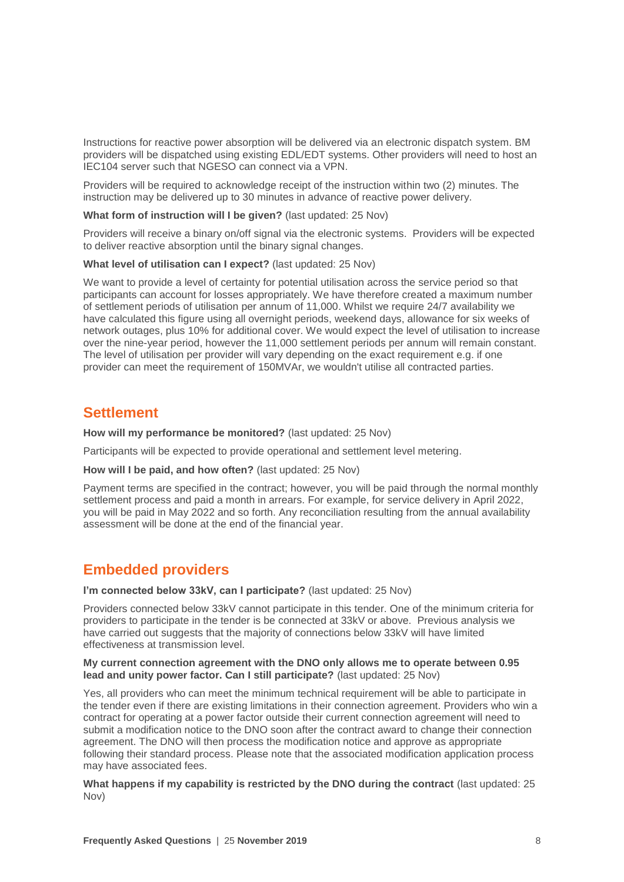Instructions for reactive power absorption will be delivered via an electronic dispatch system. BM providers will be dispatched using existing EDL/EDT systems. Other providers will need to host an IEC104 server such that NGESO can connect via a VPN.

Providers will be required to acknowledge receipt of the instruction within two (2) minutes. The instruction may be delivered up to 30 minutes in advance of reactive power delivery.

**What form of instruction will I be given?** (last updated: 25 Nov)

Providers will receive a binary on/off signal via the electronic systems. Providers will be expected to deliver reactive absorption until the binary signal changes.

**What level of utilisation can I expect?** (last updated: 25 Nov)

We want to provide a level of certainty for potential utilisation across the service period so that participants can account for losses appropriately. We have therefore created a maximum number of settlement periods of utilisation per annum of 11,000. Whilst we require 24/7 availability we have calculated this figure using all overnight periods, weekend days, allowance for six weeks of network outages, plus 10% for additional cover. We would expect the level of utilisation to increase over the nine-year period, however the 11,000 settlement periods per annum will remain constant. The level of utilisation per provider will vary depending on the exact requirement e.g. if one provider can meet the requirement of 150MVAr, we wouldn't utilise all contracted parties.

## Settlement

**How will my performance be monitored?** (last updated: 25 Nov)

Participants will be expected to provide operational and settlement level metering.

**How will I be paid, and how often?** (last updated: 25 Nov)

Payment terms are specified in the contract; however, you will be paid through the normal monthly settlement process and paid a month in arrears. For example, for service delivery in April 2022, you will be paid in May 2022 and so forth. Any reconciliation resulting from the annual availability assessment will be done at the end of the financial year.

## Embedded providers

**I'm connected below 33kV, can I participate?** (last updated: 25 Nov)

Providers connected below 33kV cannot participate in this tender. One of the minimum criteria for providers to participate in the tender is be connected at 33kV or above. Previous analysis we have carried out suggests that the majority of connections below 33kV will have limited effectiveness at transmission level.

**My current connection agreement with the DNO only allows me to operate between 0.95 lead and unity power factor. Can I still participate?** (last updated: 25 Nov)

Yes, all providers who can meet the minimum technical requirement will be able to participate in the tender even if there are existing limitations in their connection agreement. Providers who win a contract for operating at a power factor outside their current connection agreement will need to submit a modification notice to the DNO soon after the contract award to change their connection agreement. The DNO will then process the modification notice and approve as appropriate following their standard process. Please note that the associated modification application process may have associated fees.

**What happens if my capability is restricted by the DNO during the contract** (last updated: 25 Nov)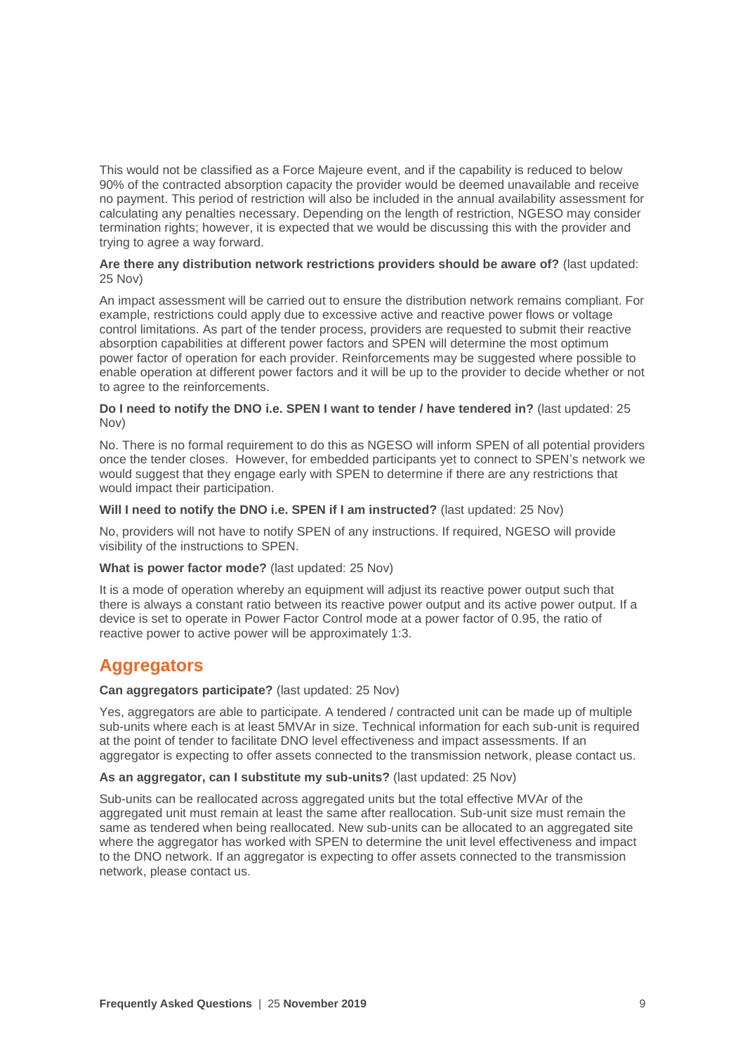This would not be classified as a Force Majeure event, and if the capability is reduced to below 90% of the contracted absorption capacity the provider would be deemed unavailable and receive no payment. This period of restriction will also be included in the annual availability assessment for calculating any penalties necessary. Depending on the length of restriction, NGESO may consider termination rights; however, it is expected that we would be discussing this with the provider and trying to agree a way forward.

**Are there any distribution network restrictions providers should be aware of?** (last updated: 25 Nov)

An impact assessment will be carried out to ensure the distribution network remains compliant. For example, restrictions could apply due to excessive active and reactive power flows or voltage control limitations. As part of the tender process, providers are requested to submit their reactive absorption capabilities at different power factors and SPEN will determine the most optimum power factor of operation for each provider. Reinforcements may be suggested where possible to enable operation at different power factors and it will be up to the provider to decide whether or not to agree to the reinforcements.

**Do I need to notify the DNO i.e. SPEN I want to tender / have tendered in?** (last updated: 25 Nov)

No. There is no formal requirement to do this as NGESO will inform SPEN of all potential providers once the tender closes. However, for embedded participants yet to connect to SPEN's network we would suggest that they engage early with SPEN to determine if there are any restrictions that would impact their participation.

**Will I need to notify the DNO i.e. SPEN if I am instructed?** (last updated: 25 Nov)

No, providers will not have to notify SPEN of any instructions. If required, NGESO will provide visibility of the instructions to SPEN.

**What is power factor mode?** (last updated: 25 Nov)

It is a mode of operation whereby an equipment will adjust its reactive power output such that there is always a constant ratio between its reactive power output and its active power output. If a device is set to operate in Power Factor Control mode at a power factor of 0.95, the ratio of reactive power to active power will be approximately 1:3.

## Aggregators

**Can aggregators participate?** (last updated: 25 Nov)

Yes, aggregators are able to participate. A tendered / contracted unit can be made up of multiple sub-units where each is at least 5MVAr in size. Technical information for each sub-unit is required at the point of tender to facilitate DNO level effectiveness and impact assessments. If an aggregator is expecting to offer assets connected to the transmission network, please contact us.

**As an aggregator, can I substitute my sub-units?** (last updated: 25 Nov)

Sub-units can be reallocated across aggregated units but the total effective MVAr of the aggregated unit must remain at least the same after reallocation. Sub-unit size must remain the same as tendered when being reallocated. New sub-units can be allocated to an aggregated site where the aggregator has worked with SPEN to determine the unit level effectiveness and impact to the DNO network. If an aggregator is expecting to offer assets connected to the transmission network, please contact us.